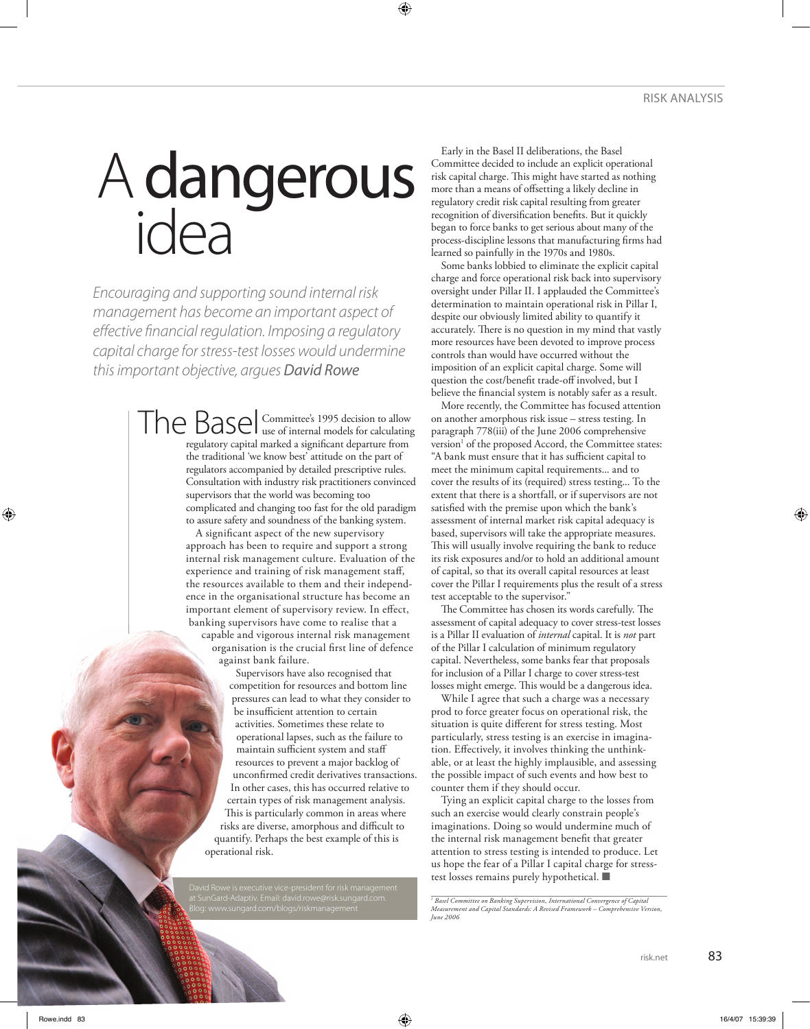RISK ANALYSIS

# A dangerous idea

*Encouraging and supporting sound internal risk management has become an important aspect of effective financial regulation. Imposing a regulatory capital charge for stress-test losses would undermine this important objective, argues* ***David Rowe***

The Basel Committee's 1995 decision to allow use of internal models for calculating regulatory capital marked a significant departure from the traditional 'we know best' attitude on the part of regulators accompanied by detailed prescriptive rules. Consultation with industry risk practitioners convinced supervisors that the world was becoming too complicated and changing too fast for the old paradigm to assure safety and soundness of the banking system.

A significant aspect of the new supervisory approach has been to require and support a strong internal risk management culture. Evaluation of the experience and training of risk management staff, the resources available to them and their independence in the organisational structure has become an important element of supervisory review. In effect, banking supervisors have come to realise that a capable and vigorous internal risk management organisation is the crucial first line of defence against bank failure.

Supervisors have also recognised that competition for resources and bottom line pressures can lead to what they consider to be insufficient attention to certain activities. Sometimes these relate to operational lapses, such as the failure to maintain sufficient system and staff resources to prevent a major backlog of unconfirmed credit derivatives transactions. In other cases, this has occurred relative to certain types of risk management analysis. This is particularly common in areas where risks are diverse, amorphous and difficult to quantify. Perhaps the best example of this is operational risk.

Early in the Basel II deliberations, the Basel Committee decided to include an explicit operational risk capital charge. This might have started as nothing more than a means of offsetting a likely decline in regulatory credit risk capital resulting from greater recognition of diversification benefits. But it quickly began to force banks to get serious about many of the process-discipline lessons that manufacturing firms had learned so painfully in the 1970s and 1980s.

Some banks lobbied to eliminate the explicit capital charge and force operational risk back into supervisory oversight under Pillar II. I applauded the Committee's determination to maintain operational risk in Pillar I, despite our obviously limited ability to quantify it accurately. There is no question in my mind that vastly more resources have been devoted to improve process controls than would have occurred without the imposition of an explicit capital charge. Some will question the cost/benefit trade-off involved, but I believe the financial system is notably safer as a result.

More recently, the Committee has focused attention on another amorphous risk issue – stress testing. In paragraph 778(iii) of the June 2006 comprehensive version[1] of the proposed Accord, the Committee states: "A bank must ensure that it has sufficient capital to meet the minimum capital requirements… and to cover the results of its (required) stress testing… To the extent that there is a shortfall, or if supervisors are not satisfied with the premise upon which the bank's assessment of internal market risk capital adequacy is based, supervisors will take the appropriate measures. This will usually involve requiring the bank to reduce its risk exposures and/or to hold an additional amount of capital, so that its overall capital resources at least cover the Pillar I requirements plus the result of a stress test acceptable to the supervisor."

The Committee has chosen its words carefully. The assessment of capital adequacy to cover stress-test losses is a Pillar II evaluation of *internal* capital. It is *not* part of the Pillar I calculation of minimum regulatory capital. Nevertheless, some banks fear that proposals for inclusion of a Pillar I charge to cover stress-test losses might emerge. This would be a dangerous idea.

While I agree that such a charge was a necessary prod to force greater focus on operational risk, the situation is quite different for stress testing. Most particularly, stress testing is an exercise in imagination. Effectively, it involves thinking the unthinkable, or at least the highly implausible, and assessing the possible impact of such events and how best to counter them if they should occur.

Tying an explicit capital charge to the losses from such an exercise would clearly constrain people's imaginations. Doing so would undermine much of the internal risk management benefit that greater attention to stress testing is intended to produce. Let us hope the fear of a Pillar I capital charge for stress-test losses remains purely hypothetical. ■

David Rowe is executive vice-president for risk management at SunGard-Adaptiv. Email: david.rowe@risk.sungard.com. Blog: www.sungard.com/blogs/riskmanagement

[1] *Basel Committee on Banking Supervision, International Convergence of Capital Measurement and Capital Standards: A Revised Framework – Comprehensive Version, June 2006*